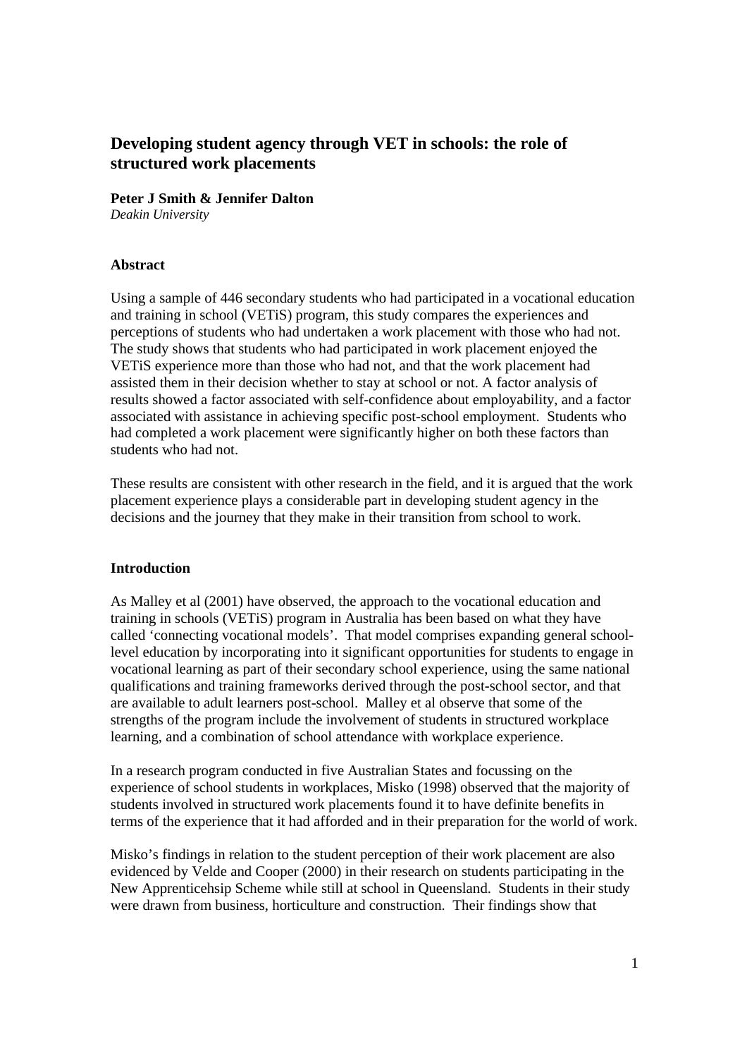# Developing student agency through VET in schools: the role of structured work placements

**Peter J Smith & Jennifer Dalton**
*Deakin University*

## Abstract

Using a sample of 446 secondary students who had participated in a vocational education and training in school (VETiS) program, this study compares the experiences and perceptions of students who had undertaken a work placement with those who had not. The study shows that students who had participated in work placement enjoyed the VETiS experience more than those who had not, and that the work placement had assisted them in their decision whether to stay at school or not. A factor analysis of results showed a factor associated with self-confidence about employability, and a factor associated with assistance in achieving specific post-school employment. Students who had completed a work placement were significantly higher on both these factors than students who had not.

These results are consistent with other research in the field, and it is argued that the work placement experience plays a considerable part in developing student agency in the decisions and the journey that they make in their transition from school to work.

## Introduction

As Malley et al (2001) have observed, the approach to the vocational education and training in schools (VETiS) program in Australia has been based on what they have called 'connecting vocational models'. That model comprises expanding general school-level education by incorporating into it significant opportunities for students to engage in vocational learning as part of their secondary school experience, using the same national qualifications and training frameworks derived through the post-school sector, and that are available to adult learners post-school. Malley et al observe that some of the strengths of the program include the involvement of students in structured workplace learning, and a combination of school attendance with workplace experience.

In a research program conducted in five Australian States and focussing on the experience of school students in workplaces, Misko (1998) observed that the majority of students involved in structured work placements found it to have definite benefits in terms of the experience that it had afforded and in their preparation for the world of work.

Misko's findings in relation to the student perception of their work placement are also evidenced by Velde and Cooper (2000) in their research on students participating in the New Apprenticehsip Scheme while still at school in Queensland. Students in their study were drawn from business, horticulture and construction. Their findings show that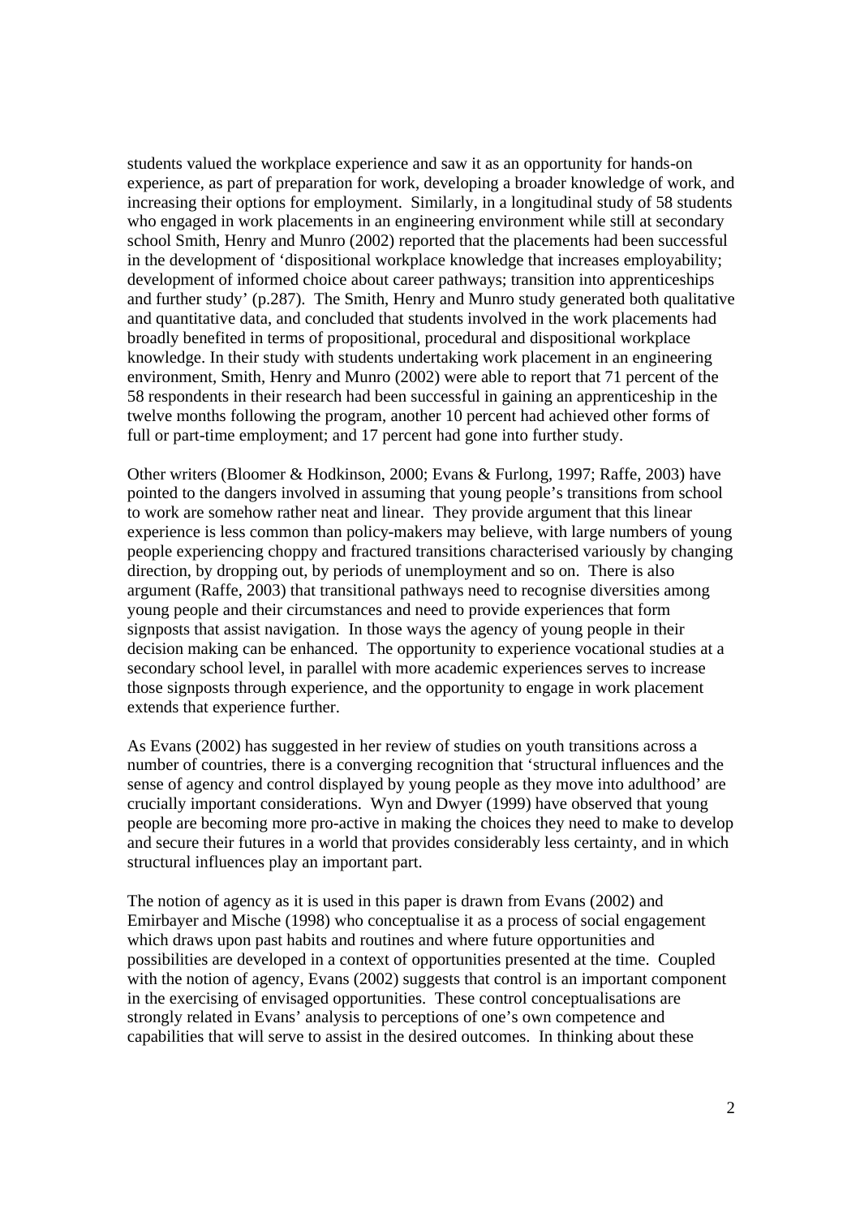students valued the workplace experience and saw it as an opportunity for hands-on experience, as part of preparation for work, developing a broader knowledge of work, and increasing their options for employment. Similarly, in a longitudinal study of 58 students who engaged in work placements in an engineering environment while still at secondary school Smith, Henry and Munro (2002) reported that the placements had been successful in the development of 'dispositional workplace knowledge that increases employability; development of informed choice about career pathways; transition into apprenticeships and further study' (p.287). The Smith, Henry and Munro study generated both qualitative and quantitative data, and concluded that students involved in the work placements had broadly benefited in terms of propositional, procedural and dispositional workplace knowledge. In their study with students undertaking work placement in an engineering environment, Smith, Henry and Munro (2002) were able to report that 71 percent of the 58 respondents in their research had been successful in gaining an apprenticeship in the twelve months following the program, another 10 percent had achieved other forms of full or part-time employment; and 17 percent had gone into further study.

Other writers (Bloomer & Hodkinson, 2000; Evans & Furlong, 1997; Raffe, 2003) have pointed to the dangers involved in assuming that young people's transitions from school to work are somehow rather neat and linear. They provide argument that this linear experience is less common than policy-makers may believe, with large numbers of young people experiencing choppy and fractured transitions characterised variously by changing direction, by dropping out, by periods of unemployment and so on. There is also argument (Raffe, 2003) that transitional pathways need to recognise diversities among young people and their circumstances and need to provide experiences that form signposts that assist navigation. In those ways the agency of young people in their decision making can be enhanced. The opportunity to experience vocational studies at a secondary school level, in parallel with more academic experiences serves to increase those signposts through experience, and the opportunity to engage in work placement extends that experience further.

As Evans (2002) has suggested in her review of studies on youth transitions across a number of countries, there is a converging recognition that 'structural influences and the sense of agency and control displayed by young people as they move into adulthood' are crucially important considerations. Wyn and Dwyer (1999) have observed that young people are becoming more pro-active in making the choices they need to make to develop and secure their futures in a world that provides considerably less certainty, and in which structural influences play an important part.

The notion of agency as it is used in this paper is drawn from Evans (2002) and Emirbayer and Mische (1998) who conceptualise it as a process of social engagement which draws upon past habits and routines and where future opportunities and possibilities are developed in a context of opportunities presented at the time. Coupled with the notion of agency, Evans (2002) suggests that control is an important component in the exercising of envisaged opportunities. These control conceptualisations are strongly related in Evans' analysis to perceptions of one's own competence and capabilities that will serve to assist in the desired outcomes. In thinking about these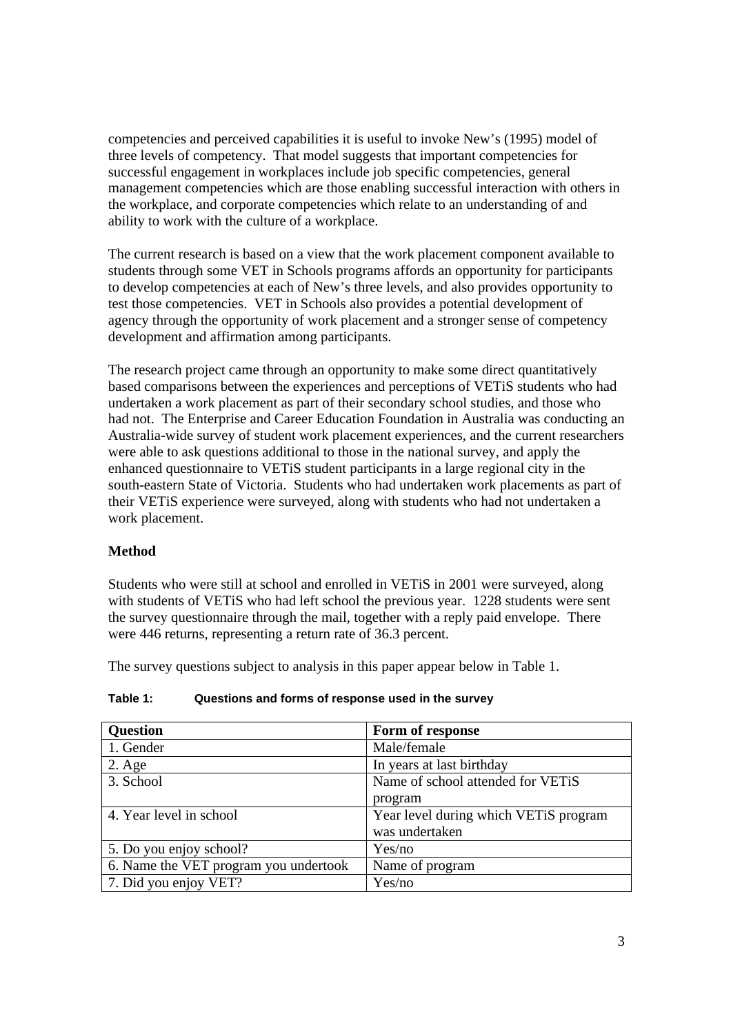competencies and perceived capabilities it is useful to invoke New's (1995) model of three levels of competency. That model suggests that important competencies for successful engagement in workplaces include job specific competencies, general management competencies which are those enabling successful interaction with others in the workplace, and corporate competencies which relate to an understanding of and ability to work with the culture of a workplace.

The current research is based on a view that the work placement component available to students through some VET in Schools programs affords an opportunity for participants to develop competencies at each of New's three levels, and also provides opportunity to test those competencies. VET in Schools also provides a potential development of agency through the opportunity of work placement and a stronger sense of competency development and affirmation among participants.

The research project came through an opportunity to make some direct quantitatively based comparisons between the experiences and perceptions of VETiS students who had undertaken a work placement as part of their secondary school studies, and those who had not. The Enterprise and Career Education Foundation in Australia was conducting an Australia-wide survey of student work placement experiences, and the current researchers were able to ask questions additional to those in the national survey, and apply the enhanced questionnaire to VETiS student participants in a large regional city in the south-eastern State of Victoria. Students who had undertaken work placements as part of their VETiS experience were surveyed, along with students who had not undertaken a work placement.

## Method

Students who were still at school and enrolled in VETiS in 2001 were surveyed, along with students of VETiS who had left school the previous year. 1228 students were sent the survey questionnaire through the mail, together with a reply paid envelope. There were 446 returns, representing a return rate of 36.3 percent.

The survey questions subject to analysis in this paper appear below in Table 1.

**Table 1: Questions and forms of response used in the survey**

| Question | Form of response |
|---|---|
| 1. Gender | Male/female |
| 2. Age | In years at last birthday |
| 3. School | Name of school attended for VETiS program |
| 4. Year level in school | Year level during which VETiS program was undertaken |
| 5. Do you enjoy school? | Yes/no |
| 6. Name the VET program you undertook | Name of program |
| 7. Did you enjoy VET? | Yes/no |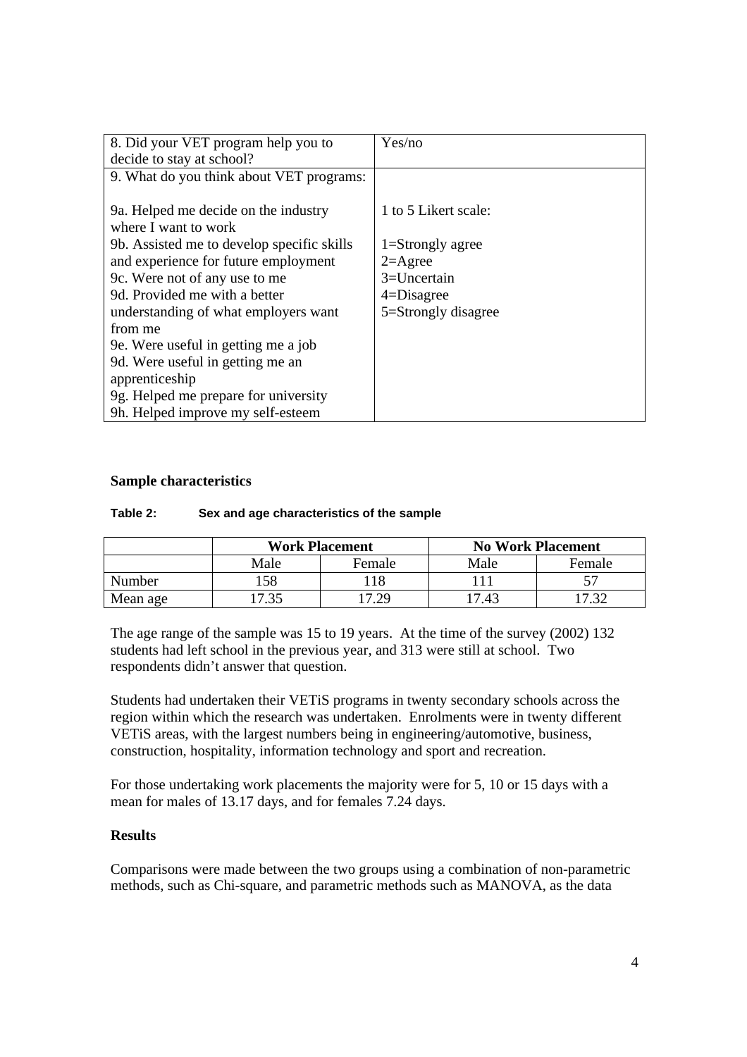| | |
|---|---|
| 8. Did your VET program help you to decide to stay at school? | Yes/no |
| 9. What do you think about VET programs:<br><br>9a. Helped me decide on the industry where I want to work<br>9b. Assisted me to develop specific skills and experience for future employment<br>9c. Were not of any use to me<br>9d. Provided me with a better understanding of what employers want from me<br>9e. Were useful in getting me a job<br>9d. Were useful in getting me an apprenticeship<br>9g. Helped me prepare for university<br>9h. Helped improve my self-esteem | <br><br>1 to 5 Likert scale:<br><br>1=Strongly agree<br>2=Agree<br>3=Uncertain<br>4=Disagree<br>5=Strongly disagree |

**Sample characteristics**

**Table 2: Sex and age characteristics of the sample**

| | Work Placement | | No Work Placement | |
|---|---|---|---|---|
| | Male | Female | Male | Female |
| Number | 158 | 118 | 111 | 57 |
| Mean age | 17.35 | 17.29 | 17.43 | 17.32 |

The age range of the sample was 15 to 19 years. At the time of the survey (2002) 132 students had left school in the previous year, and 313 were still at school. Two respondents didn't answer that question.

Students had undertaken their VETiS programs in twenty secondary schools across the region within which the research was undertaken. Enrolments were in twenty different VETiS areas, with the largest numbers being in engineering/automotive, business, construction, hospitality, information technology and sport and recreation.

For those undertaking work placements the majority were for 5, 10 or 15 days with a mean for males of 13.17 days, and for females 7.24 days.

**Results**

Comparisons were made between the two groups using a combination of non-parametric methods, such as Chi-square, and parametric methods such as MANOVA, as the data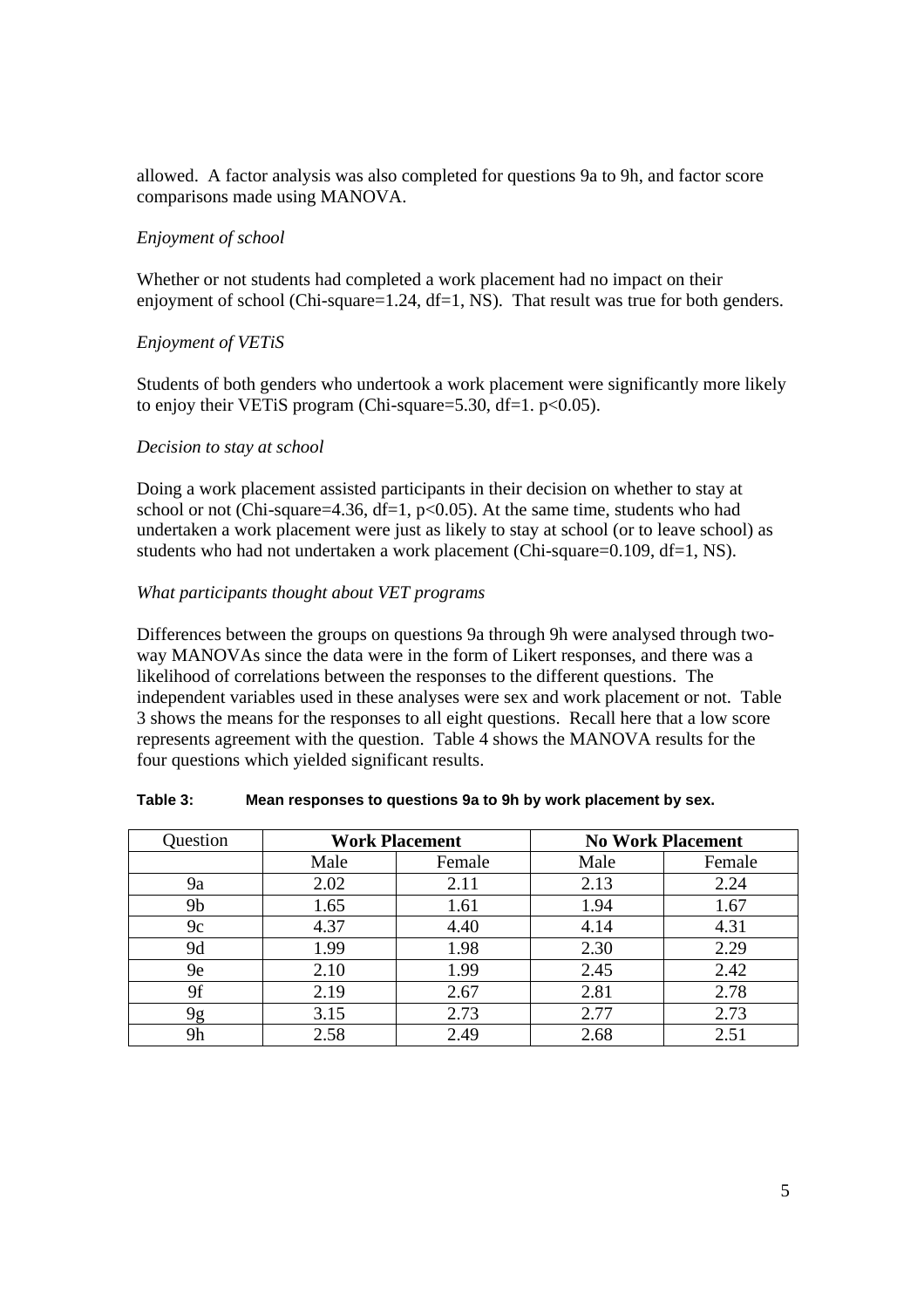allowed. A factor analysis was also completed for questions 9a to 9h, and factor score comparisons made using MANOVA.

*Enjoyment of school*

Whether or not students had completed a work placement had no impact on their enjoyment of school (Chi-square=1.24, df=1, NS). That result was true for both genders.

*Enjoyment of VETiS*

Students of both genders who undertook a work placement were significantly more likely to enjoy their VETiS program (Chi-square=5.30, df=1. $p<0.05$).

*Decision to stay at school*

Doing a work placement assisted participants in their decision on whether to stay at school or not (Chi-square=4.36, df=1, $p<0.05$). At the same time, students who had undertaken a work placement were just as likely to stay at school (or to leave school) as students who had not undertaken a work placement (Chi-square=0.109, df=1, NS).

*What participants thought about VET programs*

Differences between the groups on questions 9a through 9h were analysed through two-way MANOVAs since the data were in the form of Likert responses, and there was a likelihood of correlations between the responses to the different questions. The independent variables used in these analyses were sex and work placement or not. Table 3 shows the means for the responses to all eight questions. Recall here that a low score represents agreement with the question. Table 4 shows the MANOVA results for the four questions which yielded significant results.

**Table 3: Mean responses to questions 9a to 9h by work placement by sex.**

| Question | **Work Placement** | | **No Work Placement** | |
|---|---|---|---|---|
| | Male | Female | Male | Female |
| 9a | 2.02 | 2.11 | 2.13 | 2.24 |
| 9b | 1.65 | 1.61 | 1.94 | 1.67 |
| 9c | 4.37 | 4.40 | 4.14 | 4.31 |
| 9d | 1.99 | 1.98 | 2.30 | 2.29 |
| 9e | 2.10 | 1.99 | 2.45 | 2.42 |
| 9f | 2.19 | 2.67 | 2.81 | 2.78 |
| 9g | 3.15 | 2.73 | 2.77 | 2.73 |
| 9h | 2.58 | 2.49 | 2.68 | 2.51 |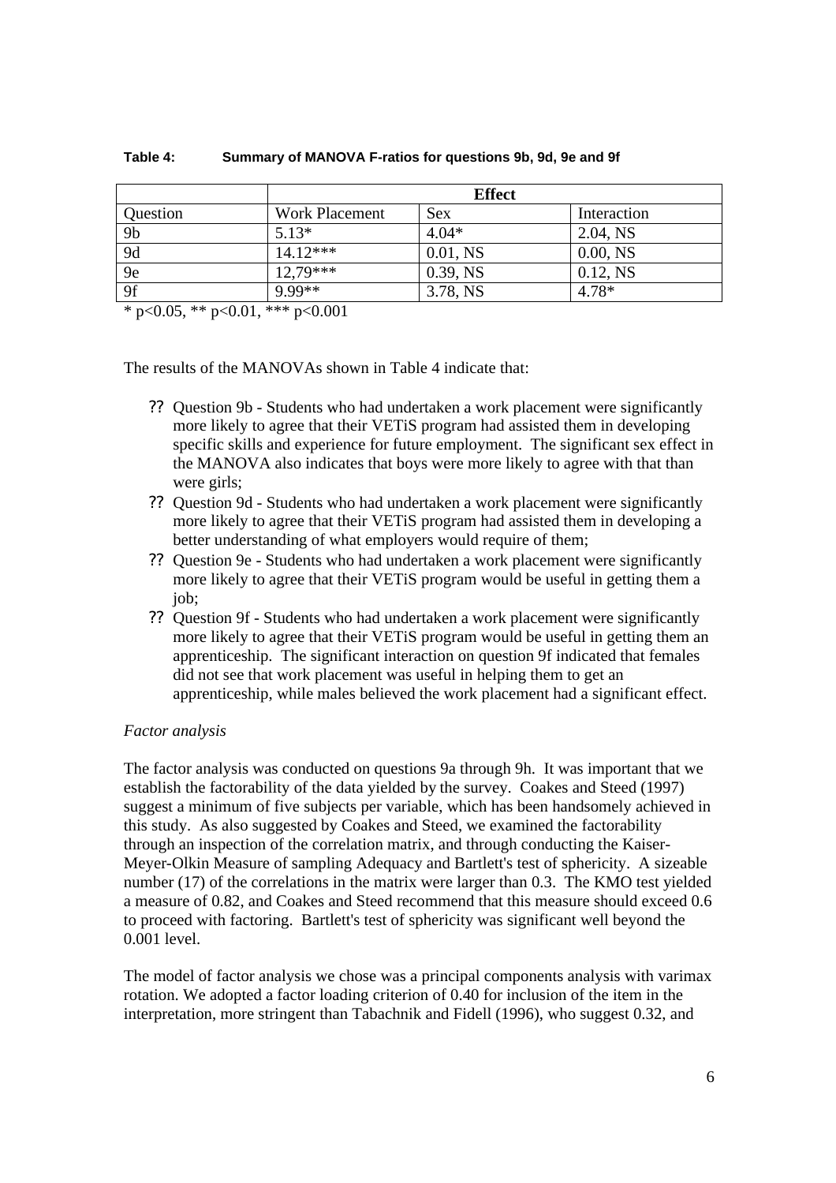**Table 4: Summary of MANOVA F-ratios for questions 9b, 9d, 9e and 9f**

| | Effect | | |
|---|---|---|---|
| Question | Work Placement | Sex | Interaction |
| 9b | 5.13* | 4.04* | 2.04, NS |
| 9d | 14.12*** | 0.01, NS | 0.00, NS |
| 9e | 12,79*** | 0.39, NS | 0.12, NS |
| 9f | 9.99** | 3.78, NS | 4.78* |

* p<0.05, ** p<0.01, *** p<0.001

The results of the MANOVAs shown in Table 4 indicate that:

- Question 9b - Students who had undertaken a work placement were significantly more likely to agree that their VETiS program had assisted them in developing specific skills and experience for future employment. The significant sex effect in the MANOVA also indicates that boys were more likely to agree with that than were girls;
- Question 9d - Students who had undertaken a work placement were significantly more likely to agree that their VETiS program had assisted them in developing a better understanding of what employers would require of them;
- Question 9e - Students who had undertaken a work placement were significantly more likely to agree that their VETiS program would be useful in getting them a job;
- Question 9f - Students who had undertaken a work placement were significantly more likely to agree that their VETiS program would be useful in getting them an apprenticeship. The significant interaction on question 9f indicated that females did not see that work placement was useful in helping them to get an apprenticeship, while males believed the work placement had a significant effect.

*Factor analysis*

The factor analysis was conducted on questions 9a through 9h. It was important that we establish the factorability of the data yielded by the survey. Coakes and Steed (1997) suggest a minimum of five subjects per variable, which has been handsomely achieved in this study. As also suggested by Coakes and Steed, we examined the factorability through an inspection of the correlation matrix, and through conducting the Kaiser-Meyer-Olkin Measure of sampling Adequacy and Bartlett's test of sphericity. A sizeable number (17) of the correlations in the matrix were larger than 0.3. The KMO test yielded a measure of 0.82, and Coakes and Steed recommend that this measure should exceed 0.6 to proceed with factoring. Bartlett's test of sphericity was significant well beyond the 0.001 level.

The model of factor analysis we chose was a principal components analysis with varimax rotation. We adopted a factor loading criterion of 0.40 for inclusion of the item in the interpretation, more stringent than Tabachnik and Fidell (1996), who suggest 0.32, and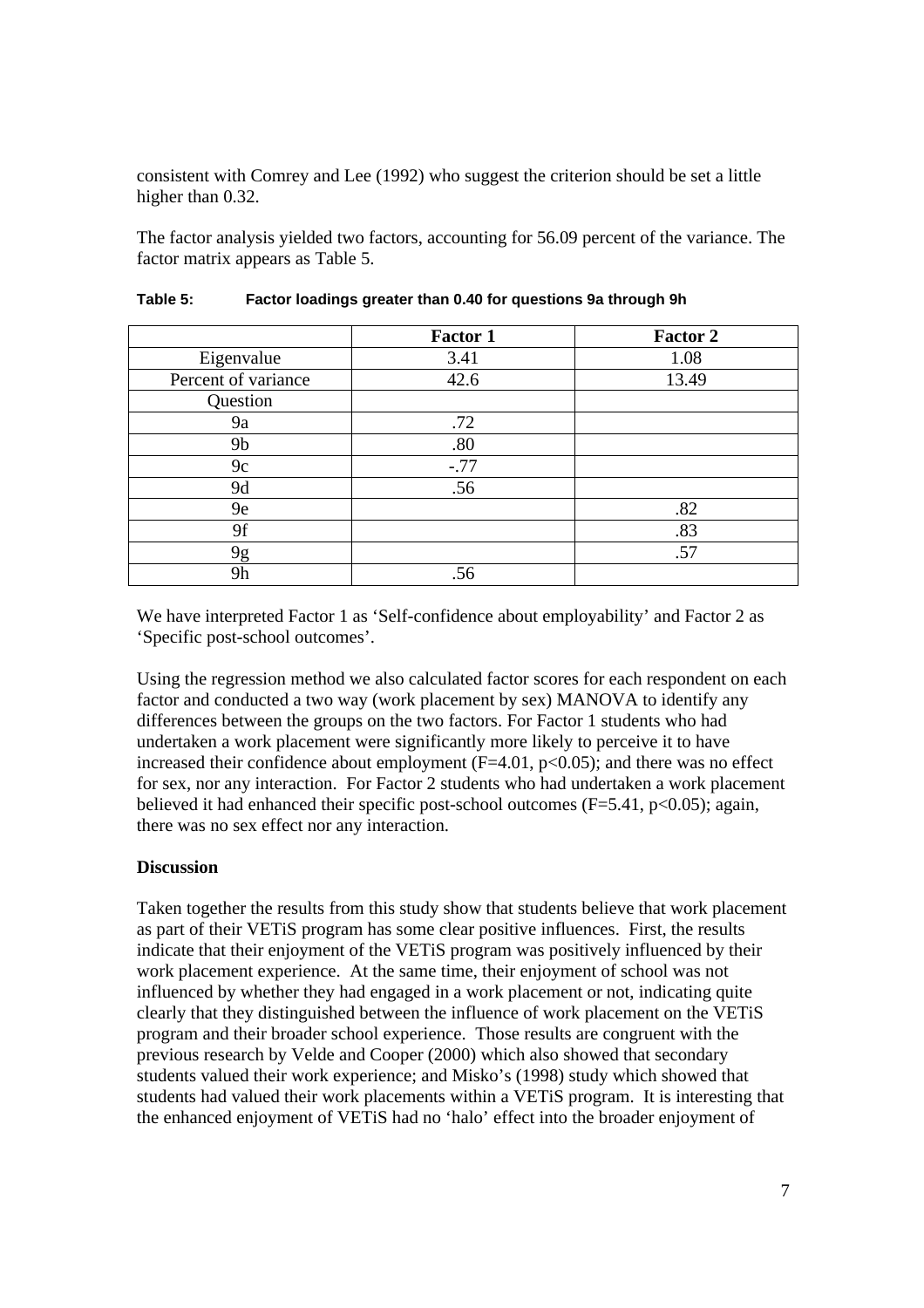consistent with Comrey and Lee (1992) who suggest the criterion should be set a little higher than 0.32.

The factor analysis yielded two factors, accounting for 56.09 percent of the variance. The factor matrix appears as Table 5.

**Table 5: Factor loadings greater than 0.40 for questions 9a through 9h**

| | **Factor 1** | **Factor 2** |
|---|---|---|
| Eigenvalue | 3.41 | 1.08 |
| Percent of variance | 42.6 | 13.49 |
| Question | | |
| 9a | .72 | |
| 9b | .80 | |
| 9c | -.77 | |
| 9d | .56 | |
| 9e | | .82 |
| 9f | | .83 |
| 9g | | .57 |
| 9h | .56 | |

We have interpreted Factor 1 as 'Self-confidence about employability' and Factor 2 as 'Specific post-school outcomes'.

Using the regression method we also calculated factor scores for each respondent on each factor and conducted a two way (work placement by sex) MANOVA to identify any differences between the groups on the two factors. For Factor 1 students who had undertaken a work placement were significantly more likely to perceive it to have increased their confidence about employment ($F=4.01$, $p<0.05$); and there was no effect for sex, nor any interaction. For Factor 2 students who had undertaken a work placement believed it had enhanced their specific post-school outcomes ($F=5.41$, $p<0.05$); again, there was no sex effect nor any interaction.

## Discussion

Taken together the results from this study show that students believe that work placement as part of their VETiS program has some clear positive influences. First, the results indicate that their enjoyment of the VETiS program was positively influenced by their work placement experience. At the same time, their enjoyment of school was not influenced by whether they had engaged in a work placement or not, indicating quite clearly that they distinguished between the influence of work placement on the VETiS program and their broader school experience. Those results are congruent with the previous research by Velde and Cooper (2000) which also showed that secondary students valued their work experience; and Misko's (1998) study which showed that students had valued their work placements within a VETiS program. It is interesting that the enhanced enjoyment of VETiS had no 'halo' effect into the broader enjoyment of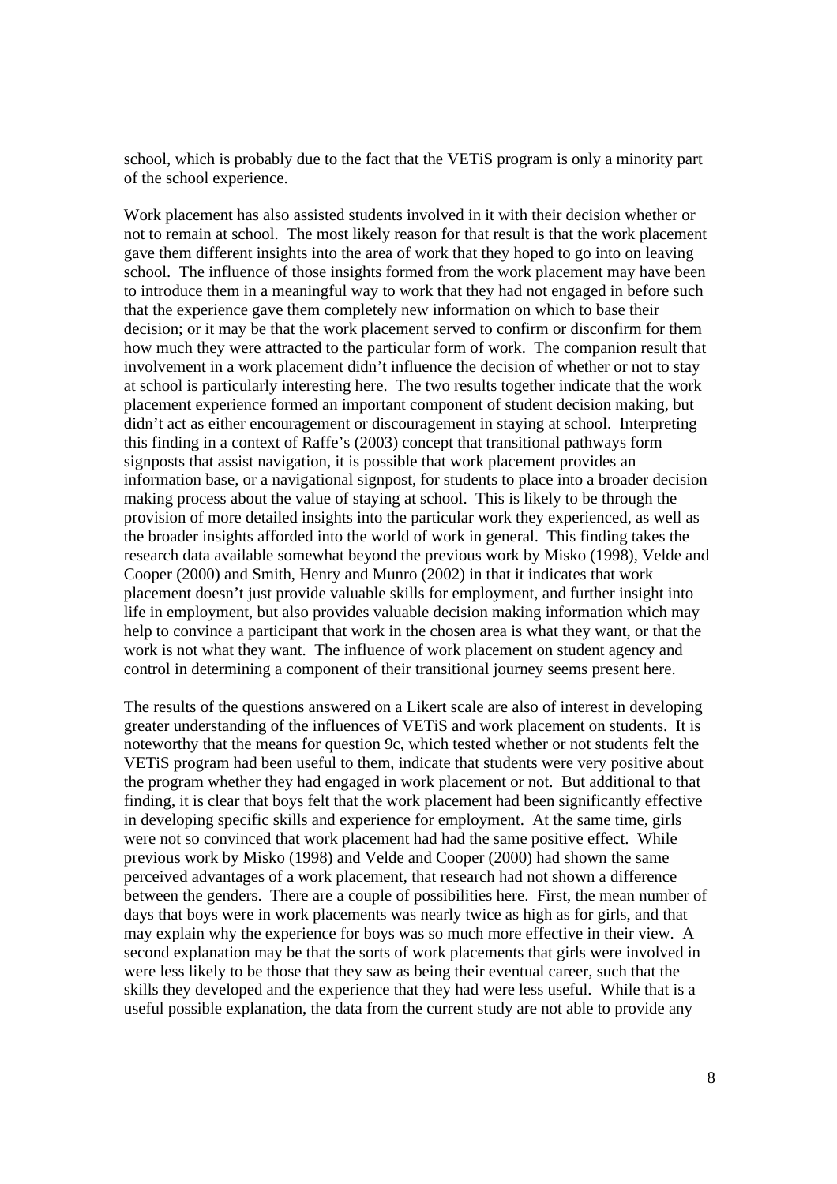school, which is probably due to the fact that the VETiS program is only a minority part of the school experience.

Work placement has also assisted students involved in it with their decision whether or not to remain at school. The most likely reason for that result is that the work placement gave them different insights into the area of work that they hoped to go into on leaving school. The influence of those insights formed from the work placement may have been to introduce them in a meaningful way to work that they had not engaged in before such that the experience gave them completely new information on which to base their decision; or it may be that the work placement served to confirm or disconfirm for them how much they were attracted to the particular form of work. The companion result that involvement in a work placement didn't influence the decision of whether or not to stay at school is particularly interesting here. The two results together indicate that the work placement experience formed an important component of student decision making, but didn't act as either encouragement or discouragement in staying at school. Interpreting this finding in a context of Raffe's (2003) concept that transitional pathways form signposts that assist navigation, it is possible that work placement provides an information base, or a navigational signpost, for students to place into a broader decision making process about the value of staying at school. This is likely to be through the provision of more detailed insights into the particular work they experienced, as well as the broader insights afforded into the world of work in general. This finding takes the research data available somewhat beyond the previous work by Misko (1998), Velde and Cooper (2000) and Smith, Henry and Munro (2002) in that it indicates that work placement doesn't just provide valuable skills for employment, and further insight into life in employment, but also provides valuable decision making information which may help to convince a participant that work in the chosen area is what they want, or that the work is not what they want. The influence of work placement on student agency and control in determining a component of their transitional journey seems present here.

The results of the questions answered on a Likert scale are also of interest in developing greater understanding of the influences of VETiS and work placement on students. It is noteworthy that the means for question 9c, which tested whether or not students felt the VETiS program had been useful to them, indicate that students were very positive about the program whether they had engaged in work placement or not. But additional to that finding, it is clear that boys felt that the work placement had been significantly effective in developing specific skills and experience for employment. At the same time, girls were not so convinced that work placement had had the same positive effect. While previous work by Misko (1998) and Velde and Cooper (2000) had shown the same perceived advantages of a work placement, that research had not shown a difference between the genders. There are a couple of possibilities here. First, the mean number of days that boys were in work placements was nearly twice as high as for girls, and that may explain why the experience for boys was so much more effective in their view. A second explanation may be that the sorts of work placements that girls were involved in were less likely to be those that they saw as being their eventual career, such that the skills they developed and the experience that they had were less useful. While that is a useful possible explanation, the data from the current study are not able to provide any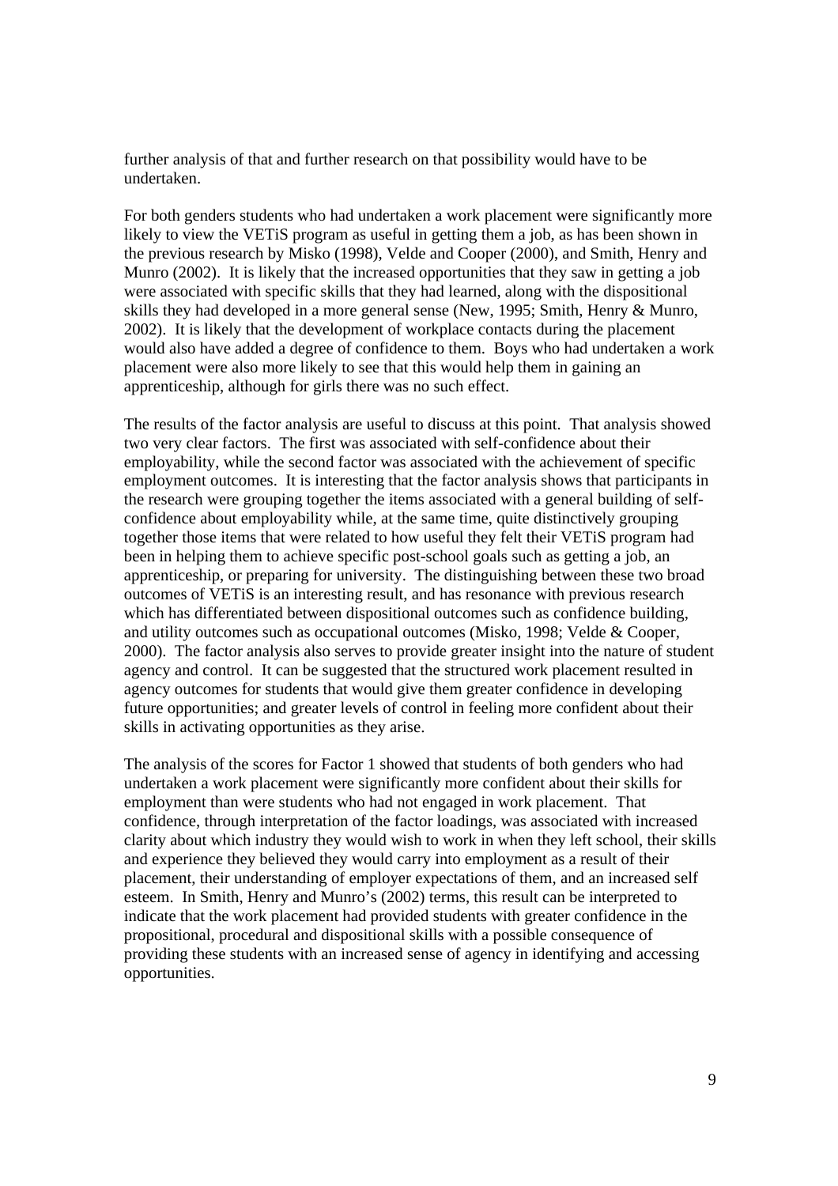further analysis of that and further research on that possibility would have to be undertaken.

For both genders students who had undertaken a work placement were significantly more likely to view the VETiS program as useful in getting them a job, as has been shown in the previous research by Misko (1998), Velde and Cooper (2000), and Smith, Henry and Munro (2002). It is likely that the increased opportunities that they saw in getting a job were associated with specific skills that they had learned, along with the dispositional skills they had developed in a more general sense (New, 1995; Smith, Henry & Munro, 2002). It is likely that the development of workplace contacts during the placement would also have added a degree of confidence to them. Boys who had undertaken a work placement were also more likely to see that this would help them in gaining an apprenticeship, although for girls there was no such effect.

The results of the factor analysis are useful to discuss at this point. That analysis showed two very clear factors. The first was associated with self-confidence about their employability, while the second factor was associated with the achievement of specific employment outcomes. It is interesting that the factor analysis shows that participants in the research were grouping together the items associated with a general building of self-confidence about employability while, at the same time, quite distinctively grouping together those items that were related to how useful they felt their VETiS program had been in helping them to achieve specific post-school goals such as getting a job, an apprenticeship, or preparing for university. The distinguishing between these two broad outcomes of VETiS is an interesting result, and has resonance with previous research which has differentiated between dispositional outcomes such as confidence building, and utility outcomes such as occupational outcomes (Misko, 1998; Velde & Cooper, 2000). The factor analysis also serves to provide greater insight into the nature of student agency and control. It can be suggested that the structured work placement resulted in agency outcomes for students that would give them greater confidence in developing future opportunities; and greater levels of control in feeling more confident about their skills in activating opportunities as they arise.

The analysis of the scores for Factor 1 showed that students of both genders who had undertaken a work placement were significantly more confident about their skills for employment than were students who had not engaged in work placement. That confidence, through interpretation of the factor loadings, was associated with increased clarity about which industry they would wish to work in when they left school, their skills and experience they believed they would carry into employment as a result of their placement, their understanding of employer expectations of them, and an increased self esteem. In Smith, Henry and Munro's (2002) terms, this result can be interpreted to indicate that the work placement had provided students with greater confidence in the propositional, procedural and dispositional skills with a possible consequence of providing these students with an increased sense of agency in identifying and accessing opportunities.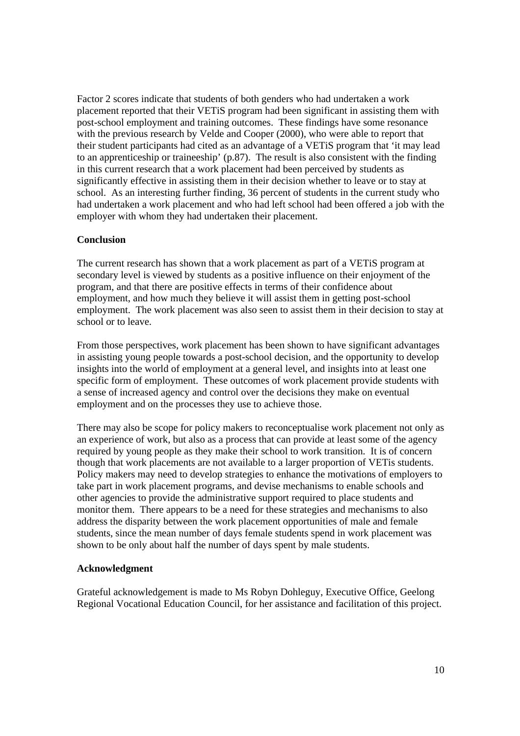Factor 2 scores indicate that students of both genders who had undertaken a work placement reported that their VETiS program had been significant in assisting them with post-school employment and training outcomes. These findings have some resonance with the previous research by Velde and Cooper (2000), who were able to report that their student participants had cited as an advantage of a VETiS program that 'it may lead to an apprenticeship or traineeship' (p.87). The result is also consistent with the finding in this current research that a work placement had been perceived by students as significantly effective in assisting them in their decision whether to leave or to stay at school. As an interesting further finding, 36 percent of students in the current study who had undertaken a work placement and who had left school had been offered a job with the employer with whom they had undertaken their placement.

**Conclusion**

The current research has shown that a work placement as part of a VETiS program at secondary level is viewed by students as a positive influence on their enjoyment of the program, and that there are positive effects in terms of their confidence about employment, and how much they believe it will assist them in getting post-school employment. The work placement was also seen to assist them in their decision to stay at school or to leave.

From those perspectives, work placement has been shown to have significant advantages in assisting young people towards a post-school decision, and the opportunity to develop insights into the world of employment at a general level, and insights into at least one specific form of employment. These outcomes of work placement provide students with a sense of increased agency and control over the decisions they make on eventual employment and on the processes they use to achieve those.

There may also be scope for policy makers to reconceptualise work placement not only as an experience of work, but also as a process that can provide at least some of the agency required by young people as they make their school to work transition. It is of concern though that work placements are not available to a larger proportion of VETis students. Policy makers may need to develop strategies to enhance the motivations of employers to take part in work placement programs, and devise mechanisms to enable schools and other agencies to provide the administrative support required to place students and monitor them. There appears to be a need for these strategies and mechanisms to also address the disparity between the work placement opportunities of male and female students, since the mean number of days female students spend in work placement was shown to be only about half the number of days spent by male students.

**Acknowledgment**

Grateful acknowledgement is made to Ms Robyn Dohleguy, Executive Office, Geelong Regional Vocational Education Council, for her assistance and facilitation of this project.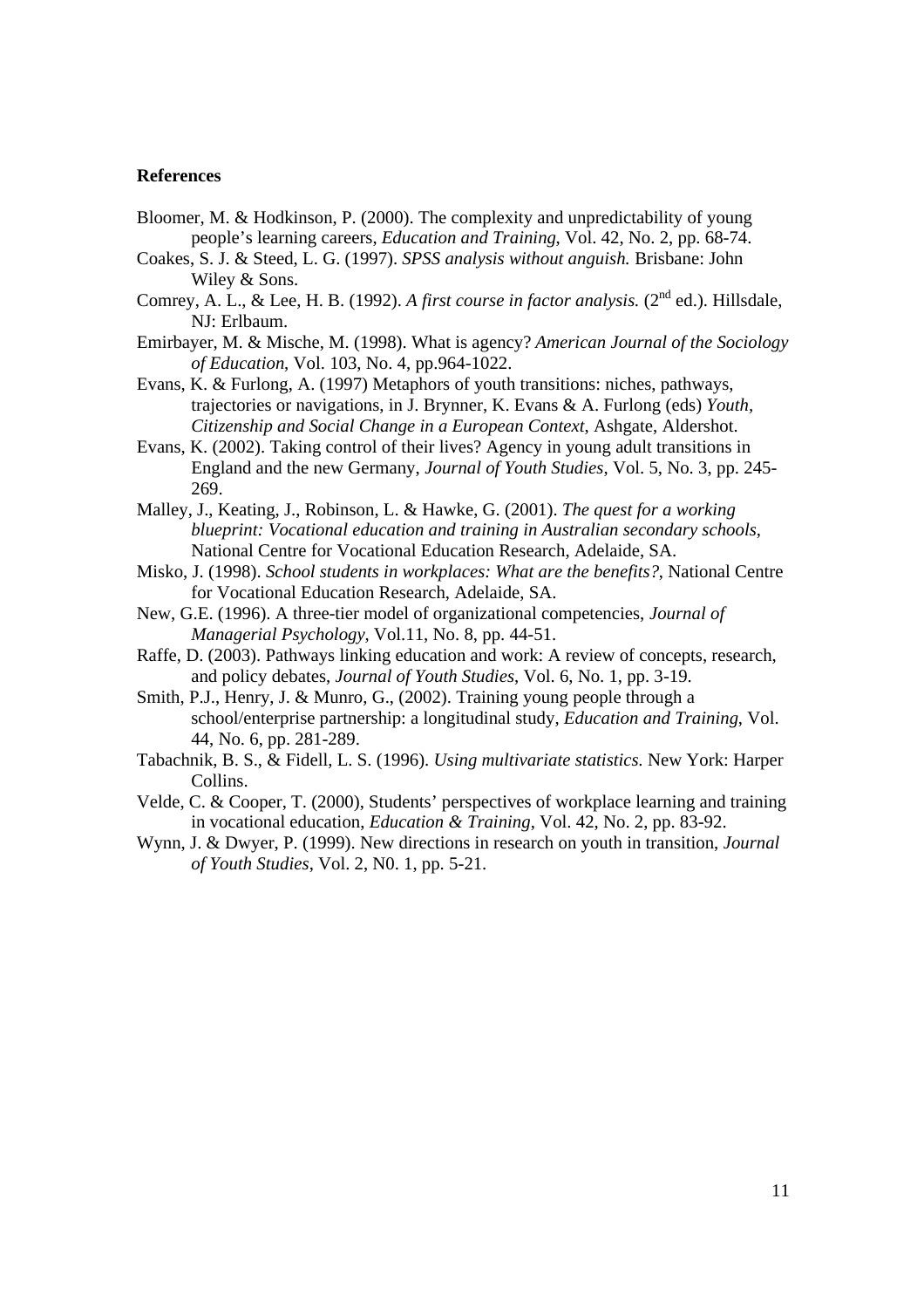**References**

Bloomer, M. & Hodkinson, P. (2000). The complexity and unpredictability of young people's learning careers, *Education and Training*, Vol. 42, No. 2, pp. 68-74.

Coakes, S. J. & Steed, L. G. (1997). *SPSS analysis without anguish.* Brisbane: John Wiley & Sons.

Comrey, A. L., & Lee, H. B. (1992). *A first course in factor analysis.* (2nd ed.). Hillsdale, NJ: Erlbaum.

Emirbayer, M. & Mische, M. (1998). What is agency? *American Journal of the Sociology of Education*, Vol. 103, No. 4, pp.964-1022.

Evans, K. & Furlong, A. (1997) Metaphors of youth transitions: niches, pathways, trajectories or navigations, in J. Brynner, K. Evans & A. Furlong (eds) *Youth, Citizenship and Social Change in a European Context*, Ashgate, Aldershot.

Evans, K. (2002). Taking control of their lives? Agency in young adult transitions in England and the new Germany, *Journal of Youth Studies*, Vol. 5, No. 3, pp. 245-269.

Malley, J., Keating, J., Robinson, L. & Hawke, G. (2001). *The quest for a working blueprint: Vocational education and training in Australian secondary schools*, National Centre for Vocational Education Research, Adelaide, SA.

Misko, J. (1998). *School students in workplaces: What are the benefits?*, National Centre for Vocational Education Research, Adelaide, SA.

New, G.E. (1996). A three-tier model of organizational competencies, *Journal of Managerial Psychology*, Vol.11, No. 8, pp. 44-51.

Raffe, D. (2003). Pathways linking education and work: A review of concepts, research, and policy debates, *Journal of Youth Studies*, Vol. 6, No. 1, pp. 3-19.

Smith, P.J., Henry, J. & Munro, G., (2002). Training young people through a school/enterprise partnership: a longitudinal study, *Education and Training*, Vol. 44, No. 6, pp. 281-289.

Tabachnik, B. S., & Fidell, L. S. (1996). *Using multivariate statistics.* New York: Harper Collins.

Velde, C. & Cooper, T. (2000), Students' perspectives of workplace learning and training in vocational education, *Education & Training*, Vol. 42, No. 2, pp. 83-92.

Wynn, J. & Dwyer, P. (1999). New directions in research on youth in transition, *Journal of Youth Studies*, Vol. 2, N0. 1, pp. 5-21.